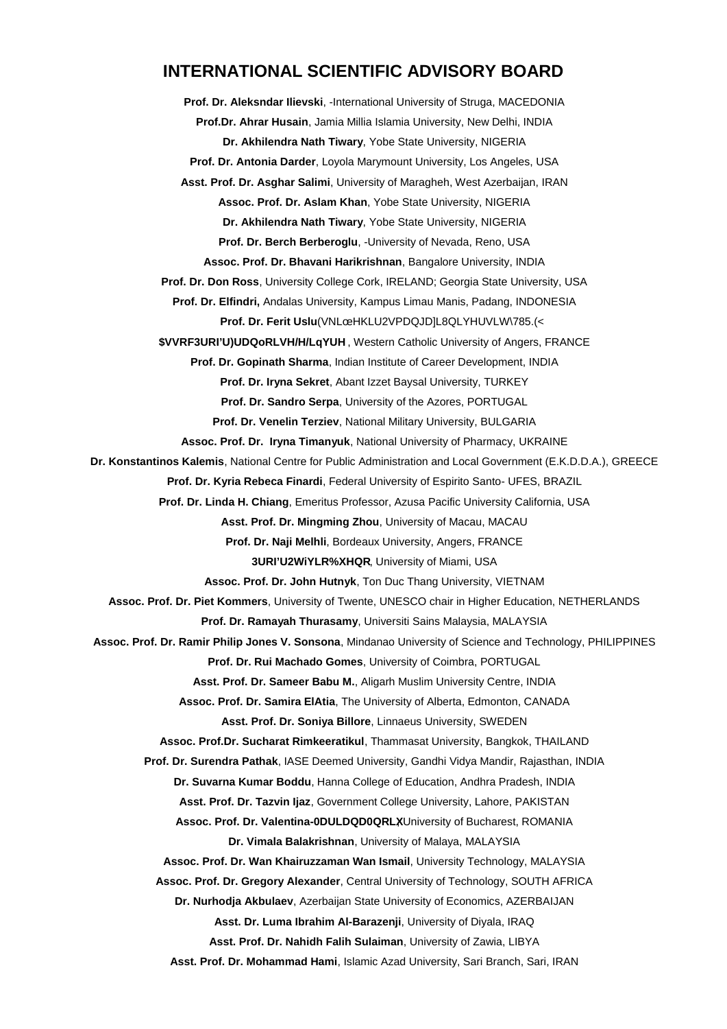## INTERNATIONAL SCIENTIFIC ADVISORY BOARD

**Prof. Dr. Aleksndar Ilievski**, -International University of Struga, MACEDONIA

**Prof.Dr. Ahrar Husain**, Jamia Millia Islamia University, New Delhi, INDIA

**Dr. Akhilendra Nath Tiwary**, Yobe State University, NIGERIA

**Prof. Dr. Antonia Darder**, Loyola Marymount University, Los Angeles, USA

**Asst. Prof. Dr. Asghar Salimi**, University of Maragheh, West Azerbaijan, IRAN

**Assoc. Prof. Dr. Aslam Khan**, Yobe State University, NIGERIA

**Dr. Akhilendra Nath Tiwary**, Yobe State University, NIGERIA

**Prof. Dr. Berch Berberoglu**, -University of Nevada, Reno, USA

**Assoc. Prof. Dr. Bhavani Harikrishnan**, Bangalore University, INDIA

**Prof. Dr. Don Ross**, University College Cork, IRELAND; Georgia State University, USA

**Prof. Dr. Elfindri,** Andalas University, Kampus Limau Manis, Padang, INDONESIA

**Prof. Dr. Ferit Uslu**(VNLœHKLU2VPDQJD]L8QLYHUVLW\785.(<

**$VVRF3URI'U)UDQoRLVH/H/LqYUH** , Western Catholic University of Angers, FRANCE

**Prof. Dr. Gopinath Sharma**, Indian Institute of Career Development, INDIA

**Prof. Dr. Iryna Sekret**, Abant Izzet Baysal University, TURKEY

**Prof. Dr. Sandro Serpa**, University of the Azores, PORTUGAL

**Prof. Dr. Venelin Terziev**, National Military University, BULGARIA

**Assoc. Prof. Dr. Iryna Timanyuk**, National University of Pharmacy, UKRAINE

**Dr. Konstantinos Kalemis**, National Centre for Public Administration and Local Government (E.K.D.D.A.), GREECE

**Prof. Dr. Kyria Rebeca Finardi**, Federal University of Espirito Santo- UFES, BRAZIL

**Prof. Dr. Linda H. Chiang**, Emeritus Professor, Azusa Pacific University California, USA

**Asst. Prof. Dr. Mingming Zhou**, University of Macau, MACAU

**Prof. Dr. Naji Melhli**, Bordeaux University, Angers, FRANCE

**3URI'U2WiYLR%XHQR**, University of Miami, USA

**Assoc. Prof. Dr. John Hutnyk**, Ton Duc Thang University, VIETNAM

**Assoc. Prof. Dr. Piet Kommers**, University of Twente, UNESCO chair in Higher Education, NETHERLANDS

**Prof. Dr. Ramayah Thurasamy**, Universiti Sains Malaysia, MALAYSIA

**Assoc. Prof. Dr. Ramir Philip Jones V. Sonsona**, Mindanao University of Science and Technology, PHILIPPINES

**Prof. Dr. Rui Machado Gomes**, University of Coimbra, PORTUGAL

**Asst. Prof. Dr. Sameer Babu M.**, Aligarh Muslim University Centre, INDIA

**Assoc. Prof. Dr. Samira ElAtia**, The University of Alberta, Edmonton, CANADA

**Asst. Prof. Dr. Soniya Billore**, Linnaeus University, SWEDEN

**Assoc. Prof.Dr. Sucharat Rimkeeratikul**, Thammasat University, Bangkok, THAILAND

**Prof. Dr. Surendra Pathak**, IASE Deemed University, Gandhi Vidya Mandir, Rajasthan, INDIA

**Dr. Suvarna Kumar Boddu**, Hanna College of Education, Andhra Pradesh, INDIA

**Asst. Prof. Dr. Tazvin Ijaz**, Government College University, Lahore, PAKISTAN

**Assoc. Prof. Dr. Valentina-0DULDQD0QRLX**,University of Bucharest, ROMANIA

**Dr. Vimala Balakrishnan**, University of Malaya, MALAYSIA

**Assoc. Prof. Dr. Wan Khairuzzaman Wan Ismail**, University Technology, MALAYSIA

**Assoc. Prof. Dr. Gregory Alexander**, Central University of Technology, SOUTH AFRICA

**Dr. Nurhodja Akbulaev**, Azerbaijan State University of Economics, AZERBAIJAN

**Asst. Dr. Luma Ibrahim Al-Barazenji**, University of Diyala, IRAQ

**Asst. Prof. Dr. Nahidh Falih Sulaiman**, University of Zawia, LIBYA

**Asst. Prof. Dr. Mohammad Hami**, Islamic Azad University, Sari Branch, Sari, IRAN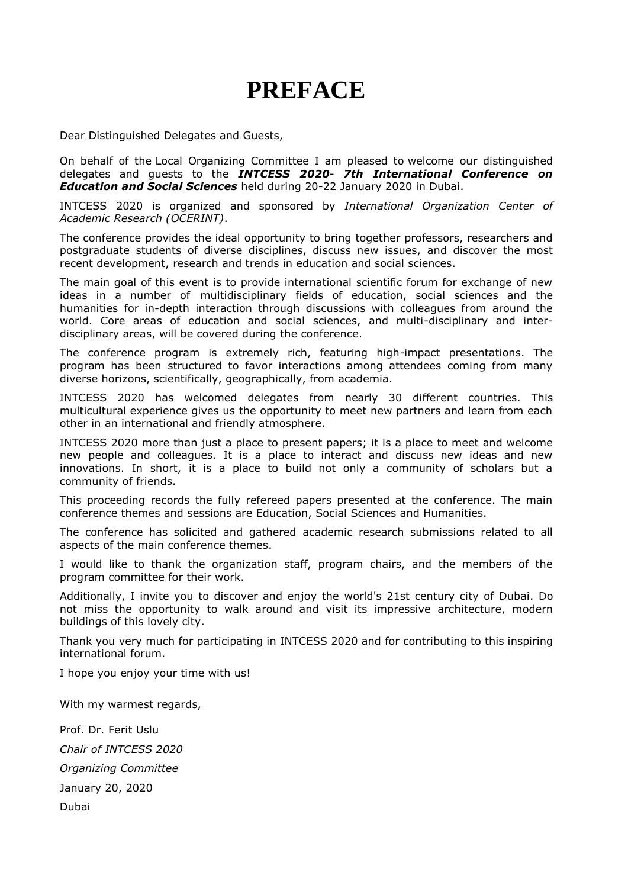# PREFACE

Dear Distinguished Delegates and Guests,

On behalf of the Local Organizing Committee I am pleased to welcome our distinguished delegates and guests to the ***INTCESS 2020- 7th International Conference on Education and Social Sciences*** held during 20-22 January 2020 in Dubai.

INTCESS 2020 is organized and sponsored by *International Organization Center of Academic Research (OCERINT)*.

The conference provides the ideal opportunity to bring together professors, researchers and postgraduate students of diverse disciplines, discuss new issues, and discover the most recent development, research and trends in education and social sciences.

The main goal of this event is to provide international scientific forum for exchange of new ideas in a number of multidisciplinary fields of education, social sciences and the humanities for in-depth interaction through discussions with colleagues from around the world. Core areas of education and social sciences, and multi-disciplinary and inter-disciplinary areas, will be covered during the conference.

The conference program is extremely rich, featuring high-impact presentations. The program has been structured to favor interactions among attendees coming from many diverse horizons, scientifically, geographically, from academia.

INTCESS 2020 has welcomed delegates from nearly 30 different countries. This multicultural experience gives us the opportunity to meet new partners and learn from each other in an international and friendly atmosphere.

INTCESS 2020 more than just a place to present papers; it is a place to meet and welcome new people and colleagues. It is a place to interact and discuss new ideas and new innovations. In short, it is a place to build not only a community of scholars but a community of friends.

This proceeding records the fully refereed papers presented at the conference. The main conference themes and sessions are Education, Social Sciences and Humanities.

The conference has solicited and gathered academic research submissions related to all aspects of the main conference themes.

I would like to thank the organization staff, program chairs, and the members of the program committee for their work.

Additionally, I invite you to discover and enjoy the world's 21st century city of Dubai. Do not miss the opportunity to walk around and visit its impressive architecture, modern buildings of this lovely city.

Thank you very much for participating in INTCESS 2020 and for contributing to this inspiring international forum.

I hope you enjoy your time with us!

With my warmest regards,

Prof. Dr. Ferit Uslu

*Chair of INTCESS 2020*

*Organizing Committee*

January 20, 2020

Dubai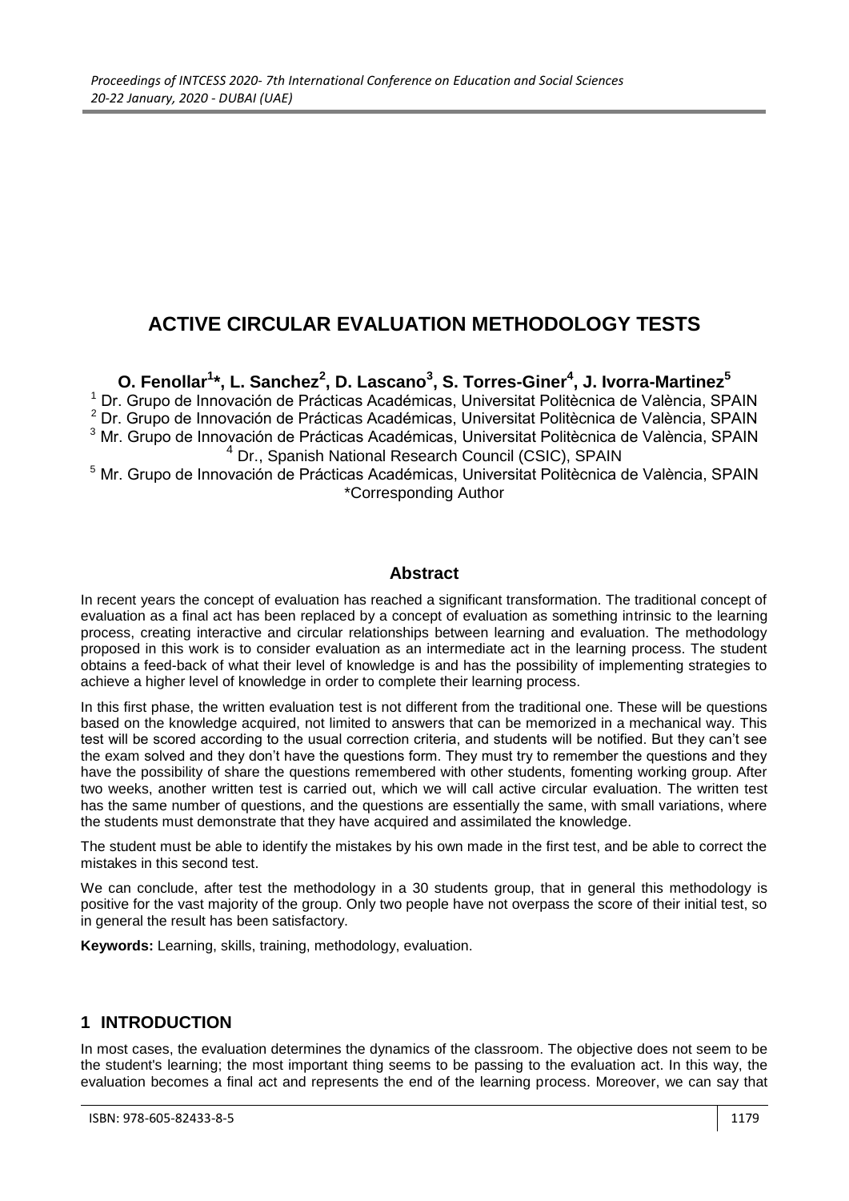# ACTIVE CIRCULAR EVALUATION METHODOLOGY TESTS

**O. Fenollar[1]*, L. Sanchez[2], D. Lascano[3], S. Torres-Giner[4], J. Ivorra-Martinez[5]**

[1] Dr. Grupo de Innovación de Prácticas Académicas, Universitat Politècnica de València, SPAIN
[2] Dr. Grupo de Innovación de Prácticas Académicas, Universitat Politècnica de València, SPAIN
[3] Mr. Grupo de Innovación de Prácticas Académicas, Universitat Politècnica de València, SPAIN
[4] Dr., Spanish National Research Council (CSIC), SPAIN
[5] Mr. Grupo de Innovación de Prácticas Académicas, Universitat Politècnica de València, SPAIN
*Corresponding Author

## Abstract

In recent years the concept of evaluation has reached a significant transformation. The traditional concept of evaluation as a final act has been replaced by a concept of evaluation as something intrinsic to the learning process, creating interactive and circular relationships between learning and evaluation. The methodology proposed in this work is to consider evaluation as an intermediate act in the learning process. The student obtains a feed-back of what their level of knowledge is and has the possibility of implementing strategies to achieve a higher level of knowledge in order to complete their learning process.

In this first phase, the written evaluation test is not different from the traditional one. These will be questions based on the knowledge acquired, not limited to answers that can be memorized in a mechanical way. This test will be scored according to the usual correction criteria, and students will be notified. But they can't see the exam solved and they don't have the questions form. They must try to remember the questions and they have the possibility of share the questions remembered with other students, fomenting working group. After two weeks, another written test is carried out, which we will call active circular evaluation. The written test has the same number of questions, and the questions are essentially the same, with small variations, where the students must demonstrate that they have acquired and assimilated the knowledge.

The student must be able to identify the mistakes by his own made in the first test, and be able to correct the mistakes in this second test.

We can conclude, after test the methodology in a 30 students group, that in general this methodology is positive for the vast majority of the group. Only two people have not overpass the score of their initial test, so in general the result has been satisfactory.

**Keywords:** Learning, skills, training, methodology, evaluation.

## 1 INTRODUCTION

In most cases, the evaluation determines the dynamics of the classroom. The objective does not seem to be the student's learning; the most important thing seems to be passing to the evaluation act. In this way, the evaluation becomes a final act and represents the end of the learning process. Moreover, we can say that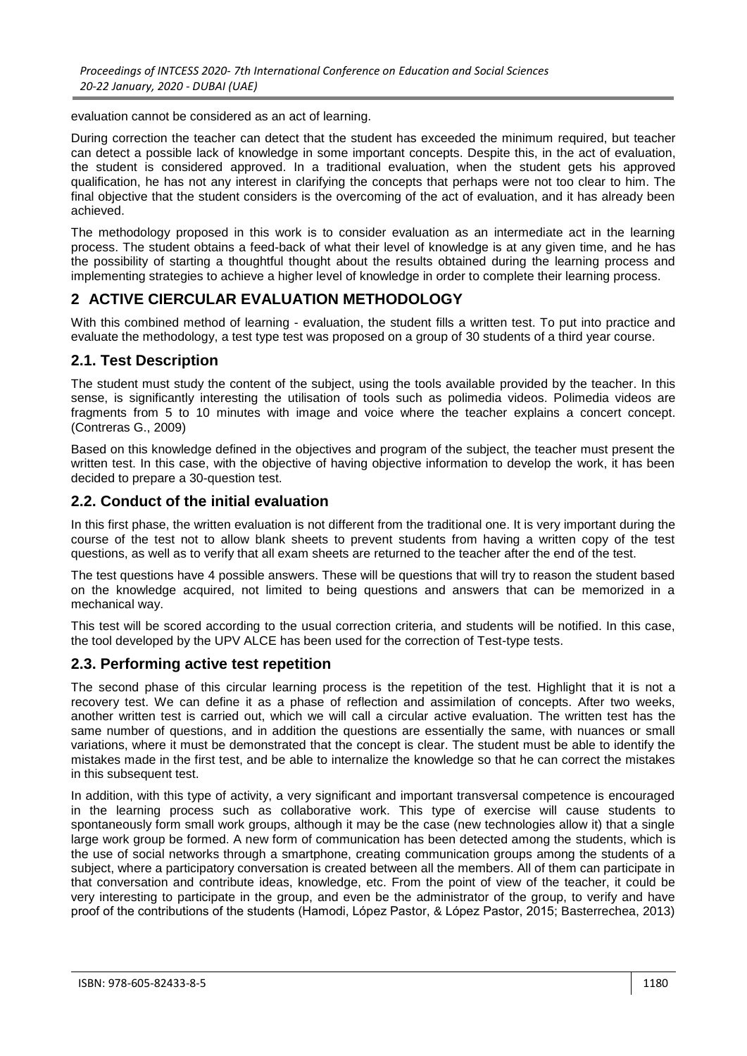evaluation cannot be considered as an act of learning.

During correction the teacher can detect that the student has exceeded the minimum required, but teacher can detect a possible lack of knowledge in some important concepts. Despite this, in the act of evaluation, the student is considered approved. In a traditional evaluation, when the student gets his approved qualification, he has not any interest in clarifying the concepts that perhaps were not too clear to him. The final objective that the student considers is the overcoming of the act of evaluation, and it has already been achieved.

The methodology proposed in this work is to consider evaluation as an intermediate act in the learning process. The student obtains a feed-back of what their level of knowledge is at any given time, and he has the possibility of starting a thoughtful thought about the results obtained during the learning process and implementing strategies to achieve a higher level of knowledge in order to complete their learning process.

## 2 ACTIVE CIERCULAR EVALUATION METHODOLOGY

With this combined method of learning - evaluation, the student fills a written test. To put into practice and evaluate the methodology, a test type test was proposed on a group of 30 students of a third year course.

### 2.1. Test Description

The student must study the content of the subject, using the tools available provided by the teacher. In this sense, is significantly interesting the utilisation of tools such as polimedia videos. Polimedia videos are fragments from 5 to 10 minutes with image and voice where the teacher explains a concert concept. (Contreras G., 2009)

Based on this knowledge defined in the objectives and program of the subject, the teacher must present the written test. In this case, with the objective of having objective information to develop the work, it has been decided to prepare a 30-question test.

### 2.2. Conduct of the initial evaluation

In this first phase, the written evaluation is not different from the traditional one. It is very important during the course of the test not to allow blank sheets to prevent students from having a written copy of the test questions, as well as to verify that all exam sheets are returned to the teacher after the end of the test.

The test questions have 4 possible answers. These will be questions that will try to reason the student based on the knowledge acquired, not limited to being questions and answers that can be memorized in a mechanical way.

This test will be scored according to the usual correction criteria, and students will be notified. In this case, the tool developed by the UPV ALCE has been used for the correction of Test-type tests.

### 2.3. Performing active test repetition

The second phase of this circular learning process is the repetition of the test. Highlight that it is not a recovery test. We can define it as a phase of reflection and assimilation of concepts. After two weeks, another written test is carried out, which we will call a circular active evaluation. The written test has the same number of questions, and in addition the questions are essentially the same, with nuances or small variations, where it must be demonstrated that the concept is clear. The student must be able to identify the mistakes made in the first test, and be able to internalize the knowledge so that he can correct the mistakes in this subsequent test.

In addition, with this type of activity, a very significant and important transversal competence is encouraged in the learning process such as collaborative work. This type of exercise will cause students to spontaneously form small work groups, although it may be the case (new technologies allow it) that a single large work group be formed. A new form of communication has been detected among the students, which is the use of social networks through a smartphone, creating communication groups among the students of a subject, where a participatory conversation is created between all the members. All of them can participate in that conversation and contribute ideas, knowledge, etc. From the point of view of the teacher, it could be very interesting to participate in the group, and even be the administrator of the group, to verify and have proof of the contributions of the students (Hamodi, López Pastor, & López Pastor, 2015; Basterrechea, 2013)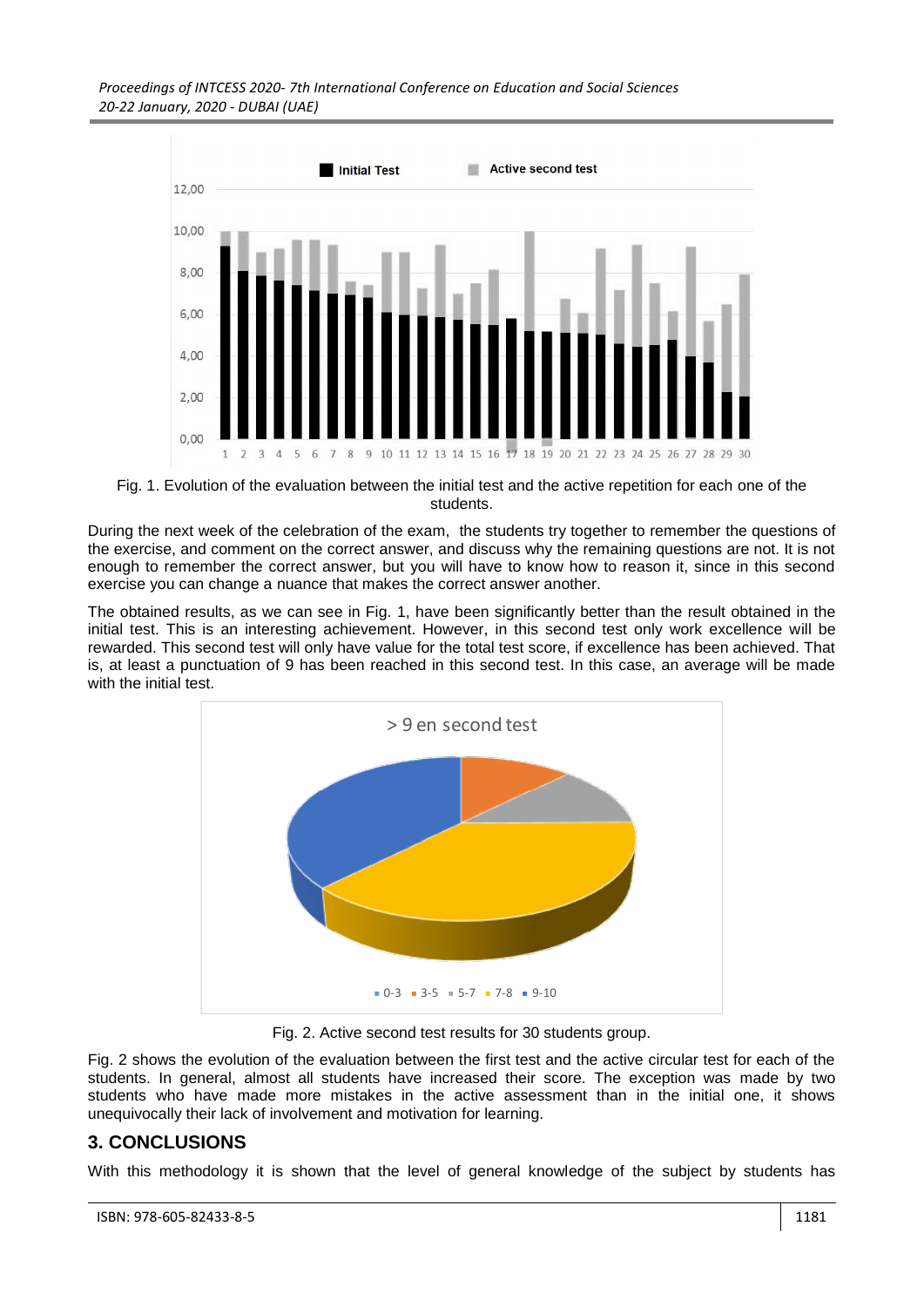Fig. 1. Evolution of the evaluation between the initial test and the active repetition for each one of the students.

During the next week of the celebration of the exam, the students try together to remember the questions of the exercise, and comment on the correct answer, and discuss why the remaining questions are not. It is not enough to remember the correct answer, but you will have to know how to reason it, since in this second exercise you can change a nuance that makes the correct answer another.

The obtained results, as we can see in Fig. 1, have been significantly better than the result obtained in the initial test. This is an interesting achievement. However, in this second test only work excellence will be rewarded. This second test will only have value for the total test score, if excellence has been achieved. That is, at least a punctuation of 9 has been reached in this second test. In this case, an average will be made with the initial test.

Fig. 2. Active second test results for 30 students group.

Fig. 2 shows the evolution of the evaluation between the first test and the active circular test for each of the students. In general, almost all students have increased their score. The exception was made by two students who have made more mistakes in the active assessment than in the initial one, it shows unequivocally their lack of involvement and motivation for learning.

## 3. CONCLUSIONS

With this methodology it is shown that the level of general knowledge of the subject by students has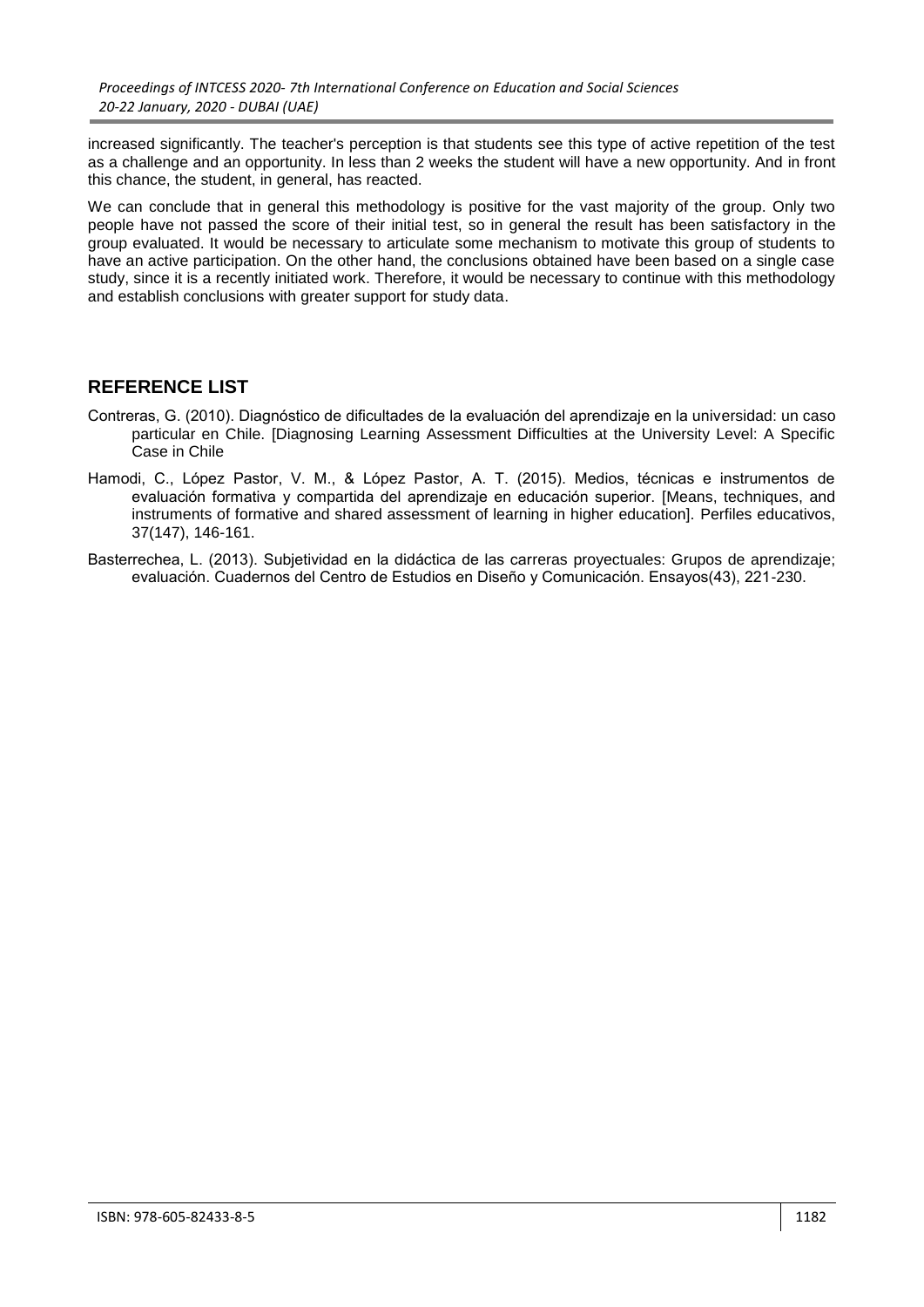increased significantly. The teacher's perception is that students see this type of active repetition of the test as a challenge and an opportunity. In less than 2 weeks the student will have a new opportunity. And in front this chance, the student, in general, has reacted.

We can conclude that in general this methodology is positive for the vast majority of the group. Only two people have not passed the score of their initial test, so in general the result has been satisfactory in the group evaluated. It would be necessary to articulate some mechanism to motivate this group of students to have an active participation. On the other hand, the conclusions obtained have been based on a single case study, since it is a recently initiated work. Therefore, it would be necessary to continue with this methodology and establish conclusions with greater support for study data.

## REFERENCE LIST

Contreras, G. (2010). Diagnóstico de dificultades de la evaluación del aprendizaje en la universidad: un caso particular en Chile. [Diagnosing Learning Assessment Difficulties at the University Level: A Specific Case in Chile

Hamodi, C., López Pastor, V. M., & López Pastor, A. T. (2015). Medios, técnicas e instrumentos de evaluación formativa y compartida del aprendizaje en educación superior. [Means, techniques, and instruments of formative and shared assessment of learning in higher education]. Perfiles educativos, 37(147), 146-161.

Basterrechea, L. (2013). Subjetividad en la didáctica de las carreras proyectuales: Grupos de aprendizaje; evaluación. Cuadernos del Centro de Estudios en Diseño y Comunicación. Ensayos(43), 221-230.